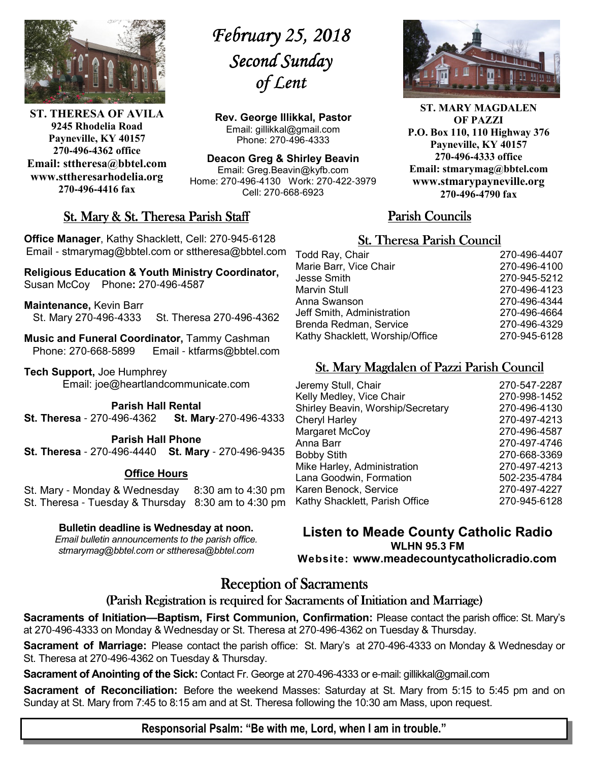**ST. THERESA OF AVILA**
**9245 Rhodelia Road**
**Payneville, KY 40157**
**270-496-4362 office**
**Email: sttheresa@bbtel.com**
**www.sttheresarhodelia.org**
**270-496-4416 fax**

# *February 25, 2018*
# *Second Sunday of Lent*

**Rev. George Illikkal, Pastor**
Email: gillikkal@gmail.com
Phone: 270-496-4333

**Deacon Greg & Shirley Beavin**
Email: Greg.Beavin@kyfb.com
Home: 270-496-4130 Work: 270-422-3979
Cell: 270-668-6923

**ST. MARY MAGDALEN OF PAZZI**
**P.O. Box 110, 110 Highway 376**
**Payneville, KY 40157**
**270-496-4333 office**
**Email: stmarymag@bbtel.com**
**www.stmarypayneville.org**
**270-496-4790 fax**

## St. Mary & St. Theresa Parish Staff

**Office Manager**, Kathy Shacklett, Cell: 270-945-6128
Email - stmarymag@bbtel.com or sttheresa@bbtel.com

**Religious Education & Youth Ministry Coordinator,** Susan McCoy Phone**:** 270-496-4587

**Maintenance,** Kevin Barr
St. Mary 270-496-4333 St. Theresa 270-496-4362

**Music and Funeral Coordinator,** Tammy Cashman
Phone: 270-668-5899 Email - ktfarms@bbtel.com

**Tech Support,** Joe Humphrey
Email: joe@heartlandcommunicate.com

**Parish Hall Rental**
**St. Theresa** - 270-496-4362 **St. Mary**-270-496-4333

**Parish Hall Phone**
**St. Theresa** - 270-496-4440 **St. Mary** - 270-496-9435

**Office Hours**

St. Mary - Monday & Wednesday 8:30 am to 4:30 pm
St. Theresa - Tuesday & Thursday 8:30 am to 4:30 pm

**Bulletin deadline is Wednesday at noon.**
*Email bulletin announcements to the parish office. stmarymag@bbtel.com or sttheresa@bbtel.com*

## Parish Councils

### St. Theresa Parish Council

| | |
|---|---|
| Todd Ray, Chair | 270-496-4407 |
| Marie Barr, Vice Chair | 270-496-4100 |
| Jesse Smith | 270-945-5212 |
| Marvin Stull | 270-496-4123 |
| Anna Swanson | 270-496-4344 |
| Jeff Smith, Administration | 270-496-4664 |
| Brenda Redman, Service | 270-496-4329 |
| Kathy Shacklett, Worship/Office | 270-945-6128 |

### St. Mary Magdalen of Pazzi Parish Council

| | |
|---|---|
| Jeremy Stull, Chair | 270-547-2287 |
| Kelly Medley, Vice Chair | 270-998-1452 |
| Shirley Beavin, Worship/Secretary | 270-496-4130 |
| Cheryl Harley | 270-497-4213 |
| Margaret McCoy | 270-496-4587 |
| Anna Barr | 270-497-4746 |
| Bobby Stith | 270-668-3369 |
| Mike Harley, Administration | 270-497-4213 |
| Lana Goodwin, Formation | 502-235-4784 |
| Karen Benock, Service | 270-497-4227 |
| Kathy Shacklett, Parish Office | 270-945-6128 |

**Listen to Meade County Catholic Radio**
**WLHN 95.3 FM**
**Website: www.meadecountycatholicradio.com**

## Reception of Sacraments
### (Parish Registration is required for Sacraments of Initiation and Marriage)

**Sacraments of Initiation—Baptism, First Communion, Confirmation:** Please contact the parish office: St. Mary's at 270-496-4333 on Monday & Wednesday or St. Theresa at 270-496-4362 on Tuesday & Thursday.

**Sacrament of Marriage:** Please contact the parish office: St. Mary's at 270-496-4333 on Monday & Wednesday or St. Theresa at 270-496-4362 on Tuesday & Thursday.

**Sacrament of Anointing of the Sick:** Contact Fr. George at 270-496-4333 or e-mail: gillikkal@gmail.com

**Sacrament of Reconciliation:** Before the weekend Masses: Saturday at St. Mary from 5:15 to 5:45 pm and on Sunday at St. Mary from 7:45 to 8:15 am and at St. Theresa following the 10:30 am Mass, upon request.

**Responsorial Psalm: "Be with me, Lord, when I am in trouble."**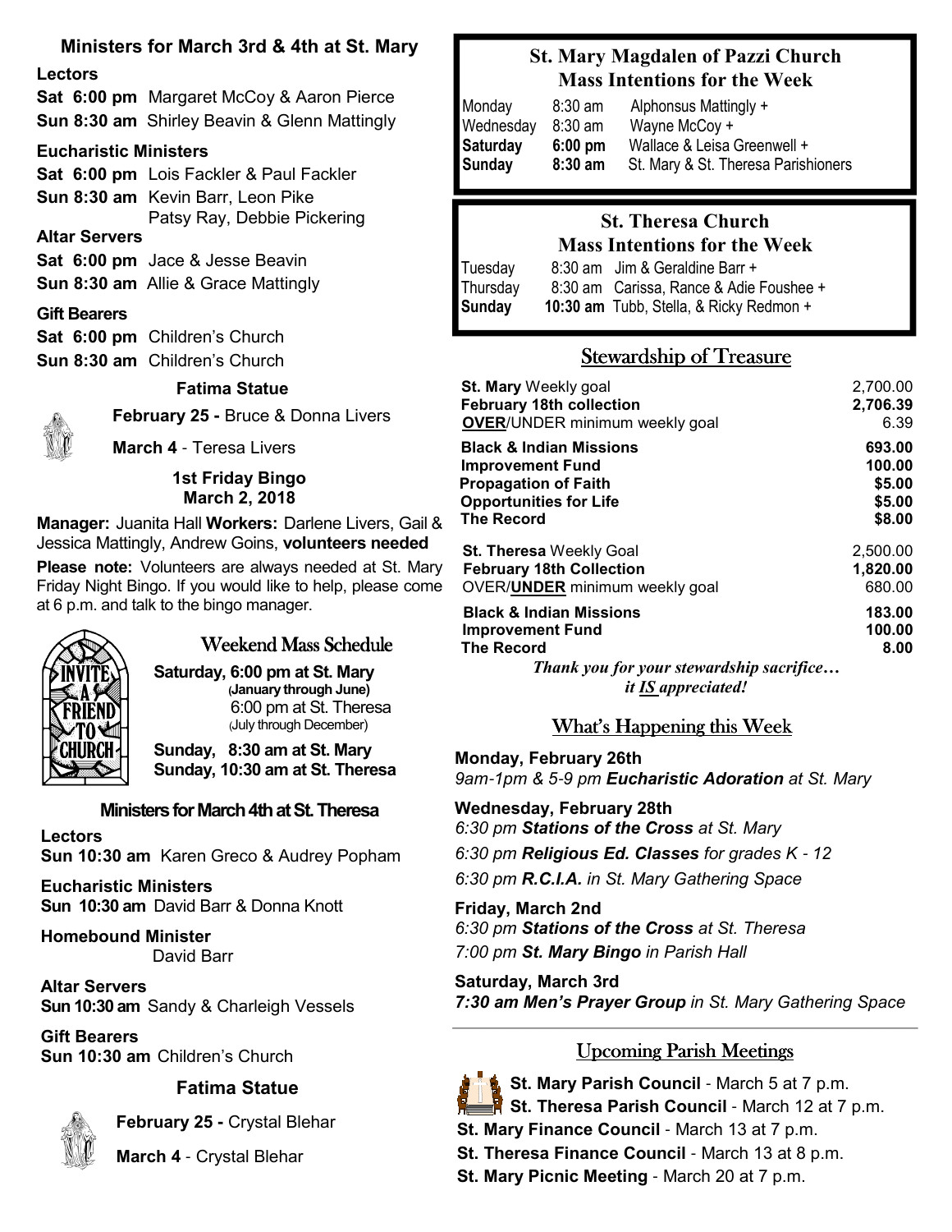## Ministers for March 3rd & 4th at St. Mary

**Lectors**

**Sat 6:00 pm** Margaret McCoy & Aaron Pierce
**Sun 8:30 am** Shirley Beavin & Glenn Mattingly

**Eucharistic Ministers**

**Sat 6:00 pm** Lois Fackler & Paul Fackler
**Sun 8:30 am** Kevin Barr, Leon Pike
Patsy Ray, Debbie Pickering

**Altar Servers**

**Sat 6:00 pm** Jace & Jesse Beavin
**Sun 8:30 am** Allie & Grace Mattingly

**Gift Bearers**

**Sat 6:00 pm** Children's Church
**Sun 8:30 am** Children's Church

**Fatima Statue**

**February 25 -** Bruce & Donna Livers

**March 4** - Teresa Livers

**1st Friday Bingo**
**March 2, 2018**

**Manager:** Juanita Hall **Workers:** Darlene Livers, Gail & Jessica Mattingly, Andrew Goins, **volunteers needed**

**Please note:** Volunteers are always needed at St. Mary Friday Night Bingo. If you would like to help, please come at 6 p.m. and talk to the bingo manager.

### Weekend Mass Schedule

**Saturday, 6:00 pm at St. Mary**
**(January through June)**
6:00 pm at St. Theresa
(July through December)

**Sunday, 8:30 am at St. Mary**
**Sunday, 10:30 am at St. Theresa**

## Ministers for March 4th at St. Theresa

**Lectors**
**Sun 10:30 am** Karen Greco & Audrey Popham

**Eucharistic Ministers**
**Sun 10:30 am** David Barr & Donna Knott

**Homebound Minister**
David Barr

**Altar Servers**
**Sun 10:30 am** Sandy & Charleigh Vessels

**Gift Bearers**
**Sun 10:30 am** Children's Church

**Fatima Statue**

**February 25 -** Crystal Blehar

**March 4** - Crystal Blehar

## St. Mary Magdalen of Pazzi Church Mass Intentions for the Week

| | | |
|---|---|---|
| Monday | 8:30 am | Alphonsus Mattingly + |
| Wednesday | 8:30 am | Wayne McCoy + |
| **Saturday** | **6:00 pm** | Wallace & Leisa Greenwell + |
| **Sunday** | **8:30 am** | St. Mary & St. Theresa Parishioners |

## St. Theresa Church Mass Intentions for the Week

| | | |
|---|---|---|
| Tuesday | 8:30 am | Jim & Geraldine Barr + |
| Thursday | 8:30 am | Carissa, Rance & Adie Foushee + |
| **Sunday** | **10:30 am** | Tubb, Stella, & Ricky Redmon + |

## Stewardship of Treasure

| | |
|---|---|
| **St. Mary** Weekly goal | 2,700.00 |
| **February 18th collection** | **2,706.39** |
| **OVER**/UNDER minimum weekly goal | 6.39 |
| **Black & Indian Missions** | **693.00** |
| **Improvement Fund** | **100.00** |
| **Propagation of Faith** | **$5.00** |
| **Opportunities for Life** | **$5.00** |
| **The Record** | **$8.00** |
| **St. Theresa** Weekly Goal | 2,500.00 |
| **February 18th Collection** | **1,820.00** |
| OVER/**UNDER** minimum weekly goal | 680.00 |
| **Black & Indian Missions** | **183.00** |
| **Improvement Fund** | **100.00** |
| **The Record** | **8.00** |

***Thank you for your stewardship sacrifice… it IS appreciated!***

## What's Happening this Week

**Monday, February 26th**
*9am-1pm & 5-9 pm **Eucharistic Adoration** at St. Mary*

**Wednesday, February 28th**
*6:30 pm **Stations of the Cross** at St. Mary*
*6:30 pm **Religious Ed. Classes** for grades K - 12*
*6:30 pm **R.C.I.A.** in St. Mary Gathering Space*

**Friday, March 2nd**
*6:30 pm **Stations of the Cross** at St. Theresa*
*7:00 pm **St. Mary Bingo** in Parish Hall*

**Saturday, March 3rd**
***7:30 am Men's Prayer Group** in St. Mary Gathering Space*

## Upcoming Parish Meetings

**St. Mary Parish Council** - March 5 at 7 p.m.
**St. Theresa Parish Council** - March 12 at 7 p.m.
**St. Mary Finance Council** - March 13 at 7 p.m.
**St. Theresa Finance Council** - March 13 at 8 p.m.
**St. Mary Picnic Meeting** - March 20 at 7 p.m.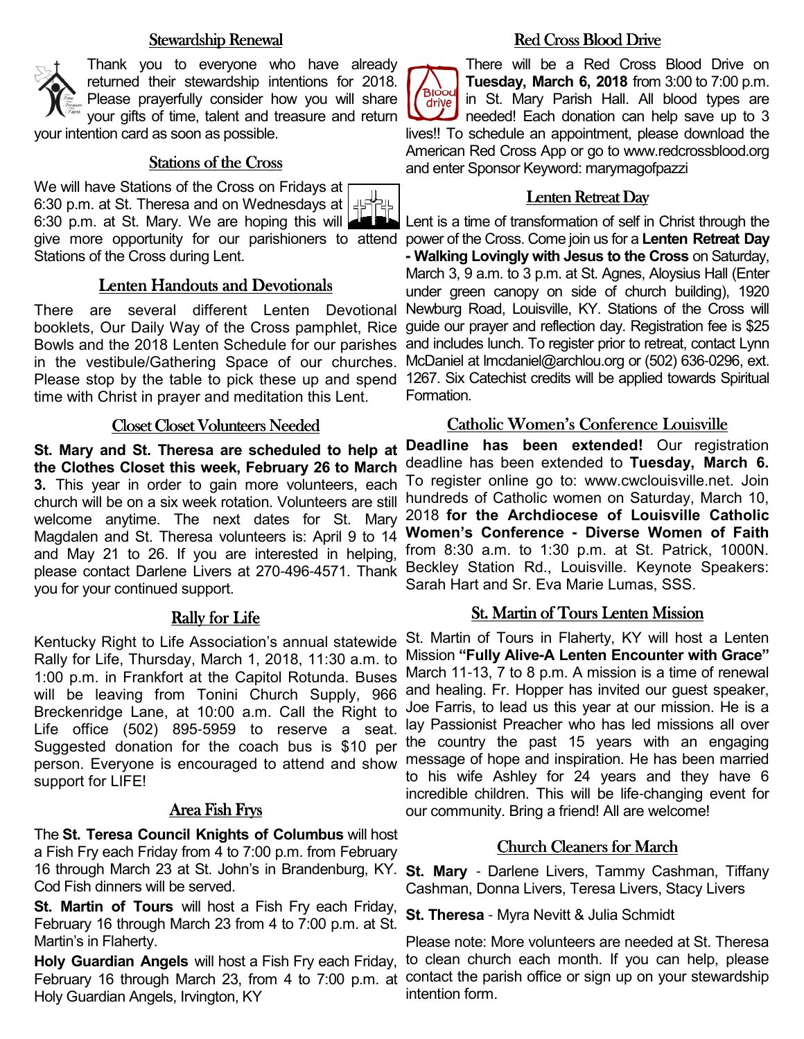## Stewardship Renewal

Thank you to everyone who have already returned their stewardship intentions for 2018. Please prayerfully consider how you will share your gifts of time, talent and treasure and return your intention card as soon as possible.

## Stations of the Cross

We will have Stations of the Cross on Fridays at 6:30 p.m. at St. Theresa and on Wednesdays at 6:30 p.m. at St. Mary. We are hoping this will give more opportunity for our parishioners to attend Stations of the Cross during Lent.

## Lenten Handouts and Devotionals

There are several different Lenten Devotional booklets, Our Daily Way of the Cross pamphlet, Rice Bowls and the 2018 Lenten Schedule for our parishes in the vestibule/Gathering Space of our churches. Please stop by the table to pick these up and spend time with Christ in prayer and meditation this Lent.

## Closet Closet Volunteers Needed

**St. Mary and St. Theresa are scheduled to help at the Clothes Closet this week, February 26 to March 3.** This year in order to gain more volunteers, each church will be on a six week rotation. Volunteers are still welcome anytime. The next dates for St. Mary Magdalen and St. Theresa volunteers is: April 9 to 14 and May 21 to 26. If you are interested in helping, please contact Darlene Livers at 270-496-4571. Thank you for your continued support.

## Rally for Life

Kentucky Right to Life Association's annual statewide Rally for Life, Thursday, March 1, 2018, 11:30 a.m. to 1:00 p.m. in Frankfort at the Capitol Rotunda. Buses will be leaving from Tonini Church Supply, 966 Breckenridge Lane, at 10:00 a.m. Call the Right to Life office (502) 895-5959 to reserve a seat. Suggested donation for the coach bus is $10 per person. Everyone is encouraged to attend and show support for LIFE!

## Area Fish Frys

The **St. Teresa Council Knights of Columbus** will host a Fish Fry each Friday from 4 to 7:00 p.m. from February 16 through March 23 at St. John's in Brandenburg, KY. Cod Fish dinners will be served.

**St. Martin of Tours** will host a Fish Fry each Friday, February 16 through March 23 from 4 to 7:00 p.m. at St. Martin's in Flaherty.

**Holy Guardian Angels** will host a Fish Fry each Friday, February 16 through March 23, from 4 to 7:00 p.m. at Holy Guardian Angels, Irvington, KY

## Red Cross Blood Drive

There will be a Red Cross Blood Drive on **Tuesday, March 6, 2018** from 3:00 to 7:00 p.m. in St. Mary Parish Hall. All blood types are needed! Each donation can help save up to 3 lives!! To schedule an appointment, please download the American Red Cross App or go to www.redcrossblood.org and enter Sponsor Keyword: marymagofpazzi

## Lenten Retreat Day

Lent is a time of transformation of self in Christ through the power of the Cross. Come join us for a **Lenten Retreat Day - Walking Lovingly with Jesus to the Cross** on Saturday, March 3, 9 a.m. to 3 p.m. at St. Agnes, Aloysius Hall (Enter under green canopy on side of church building), 1920 Newburg Road, Louisville, KY. Stations of the Cross will guide our prayer and reflection day. Registration fee is $25 and includes lunch. To register prior to retreat, contact Lynn McDaniel at lmcdaniel@archlou.org or (502) 636-0296, ext. 1267. Six Catechist credits will be applied towards Spiritual Formation.

## Catholic Women's Conference Louisville

**Deadline has been extended!** Our registration deadline has been extended to **Tuesday, March 6.** To register online go to: www.cwclouisville.net. Join hundreds of Catholic women on Saturday, March 10, 2018 **for the Archdiocese of Louisville Catholic Women's Conference - Diverse Women of Faith** from 8:30 a.m. to 1:30 p.m. at St. Patrick, 1000N. Beckley Station Rd., Louisville. Keynote Speakers: Sarah Hart and Sr. Eva Marie Lumas, SSS.

## St. Martin of Tours Lenten Mission

St. Martin of Tours in Flaherty, KY will host a Lenten Mission **"Fully Alive-A Lenten Encounter with Grace"** March 11-13, 7 to 8 p.m. A mission is a time of renewal and healing. Fr. Hopper has invited our guest speaker, Joe Farris, to lead us this year at our mission. He is a lay Passionist Preacher who has led missions all over the country the past 15 years with an engaging message of hope and inspiration. He has been married to his wife Ashley for 24 years and they have 6 incredible children. This will be life-changing event for our community. Bring a friend! All are welcome!

## Church Cleaners for March

**St. Mary** - Darlene Livers, Tammy Cashman, Tiffany Cashman, Donna Livers, Teresa Livers, Stacy Livers

**St. Theresa** - Myra Nevitt & Julia Schmidt

Please note: More volunteers are needed at St. Theresa to clean church each month. If you can help, please contact the parish office or sign up on your stewardship intention form.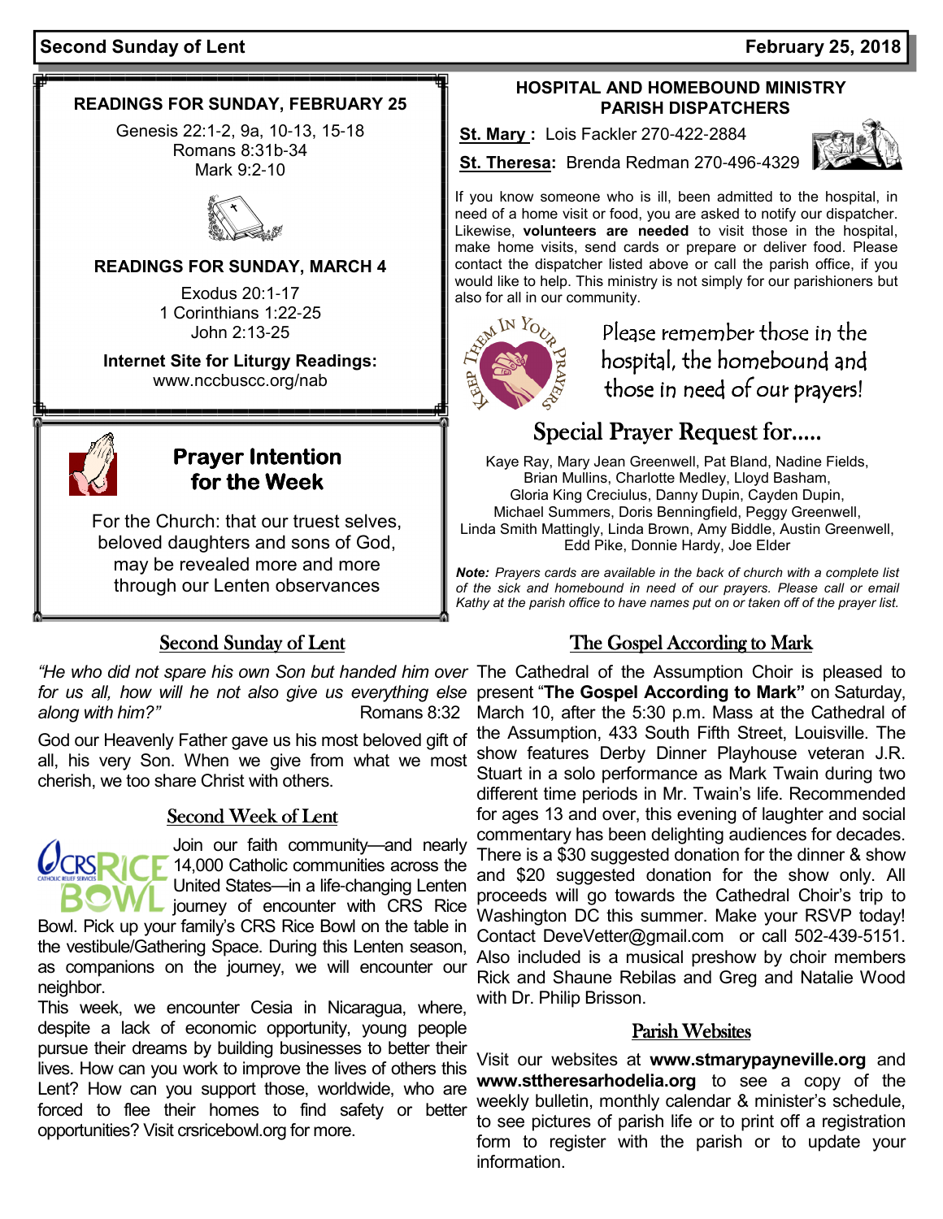**Second Sunday of Lent** **February 25, 2018**

### READINGS FOR SUNDAY, FEBRUARY 25

Genesis 22:1-2, 9a, 10-13, 15-18
Romans 8:31b-34
Mark 9:2-10

### READINGS FOR SUNDAY, MARCH 4

Exodus 20:1-17
1 Corinthians 1:22-25
John 2:13-25

**Internet Site for Liturgy Readings:**
www.nccbuscc.org/nab

### Prayer Intention for the Week

For the Church: that our truest selves, beloved daughters and sons of God, may be revealed more and more through our Lenten observances

## Second Sunday of Lent

*"He who did not spare his own Son but handed him over for us all, how will he not also give us everything else along with him?"* Romans 8:32

God our Heavenly Father gave us his most beloved gift of all, his very Son. When we give from what we most cherish, we too share Christ with others.

## Second Week of Lent

Join our faith community—and nearly 14,000 Catholic communities across the United States—in a life-changing Lenten journey of encounter with CRS Rice Bowl. Pick up your family's CRS Rice Bowl on the table in the vestibule/Gathering Space. During this Lenten season, as companions on the journey, we will encounter our neighbor.

This week, we encounter Cesia in Nicaragua, where, despite a lack of economic opportunity, young people pursue their dreams by building businesses to better their lives. How can you work to improve the lives of others this Lent? How can you support those, worldwide, who are forced to flee their homes to find safety or better opportunities? Visit crsricebowl.org for more.

### HOSPITAL AND HOMEBOUND MINISTRY PARISH DISPATCHERS

**St. Mary :** Lois Fackler 270-422-2884

**St. Theresa:** Brenda Redman 270-496-4329

If you know someone who is ill, been admitted to the hospital, in need of a home visit or food, you are asked to notify our dispatcher. Likewise, **volunteers are needed** to visit those in the hospital, make home visits, send cards or prepare or deliver food. Please contact the dispatcher listed above or call the parish office, if you would like to help. This ministry is not simply for our parishioners but also for all in our community.

Keep Them In Your Prayers

Please remember those in the hospital, the homebound and those in need of our prayers!

## Special Prayer Request for.....

Kaye Ray, Mary Jean Greenwell, Pat Bland, Nadine Fields, Brian Mullins, Charlotte Medley, Lloyd Basham, Gloria King Creciulus, Danny Dupin, Cayden Dupin, Michael Summers, Doris Benningfield, Peggy Greenwell, Linda Smith Mattingly, Linda Brown, Amy Biddle, Austin Greenwell, Edd Pike, Donnie Hardy, Joe Elder

***Note:*** *Prayers cards are available in the back of church with a complete list of the sick and homebound in need of our prayers. Please call or email Kathy at the parish office to have names put on or taken off of the prayer list.*

## The Gospel According to Mark

The Cathedral of the Assumption Choir is pleased to present "**The Gospel According to Mark"** on Saturday, March 10, after the 5:30 p.m. Mass at the Cathedral of the Assumption, 433 South Fifth Street, Louisville. The show features Derby Dinner Playhouse veteran J.R. Stuart in a solo performance as Mark Twain during two different time periods in Mr. Twain's life. Recommended for ages 13 and over, this evening of laughter and social commentary has been delighting audiences for decades. There is a $30 suggested donation for the dinner & show and $20 suggested donation for the show only. All proceeds will go towards the Cathedral Choir's trip to Washington DC this summer. Make your RSVP today! Contact DeveVetter@gmail.com or call 502-439-5151. Also included is a musical preshow by choir members Rick and Shaune Rebilas and Greg and Natalie Wood with Dr. Philip Brisson.

## Parish Websites

Visit our websites at **www.stmarypayneville.org** and **www.sttheresarhodelia.org** to see a copy of the weekly bulletin, monthly calendar & minister's schedule, to see pictures of parish life or to print off a registration form to register with the parish or to update your information.